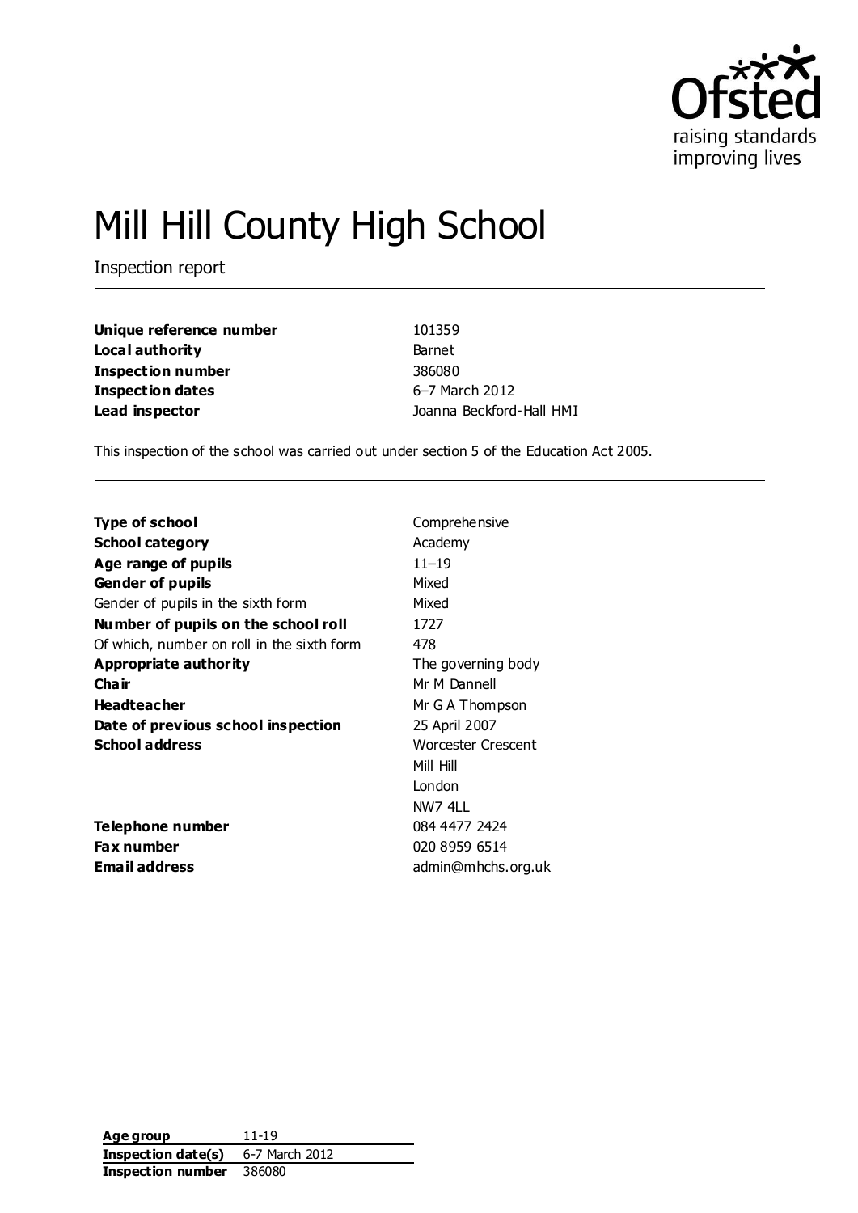# Mill Hill County High School

Inspection report

| | |
|---|---|
| **Unique reference number** | 101359 |
| **Local authority** | Barnet |
| **Inspection number** | 386080 |
| **Inspection dates** | 6–7 March 2012 |
| **Lead inspector** | Joanna Beckford-Hall HMI |

This inspection of the school was carried out under section 5 of the Education Act 2005.

| | |
|---|---|
| **Type of school** | Comprehensive |
| **School category** | Academy |
| **Age range of pupils** | 11–19 |
| **Gender of pupils** | Mixed |
| Gender of pupils in the sixth form | Mixed |
| **Number of pupils on the school roll** | 1727 |
| Of which, number on roll in the sixth form | 478 |
| **Appropriate authority** | The governing body |
| **Chair** | Mr M Dannell |
| **Headteacher** | Mr G A Thompson |
| **Date of previous school inspection** | 25 April 2007 |
| **School address** | Worcester Crescent<br>Mill Hill<br>London<br>NW7 4LL |
| **Telephone number** | 084 4477 2424 |
| **Fax number** | 020 8959 6514 |
| **Email address** | admin@mhchs.org.uk |

| | |
|---|---|
| **Age group** | 11-19 |
| **Inspection date(s)** | 6-7 March 2012 |
| **Inspection number** | 386080 |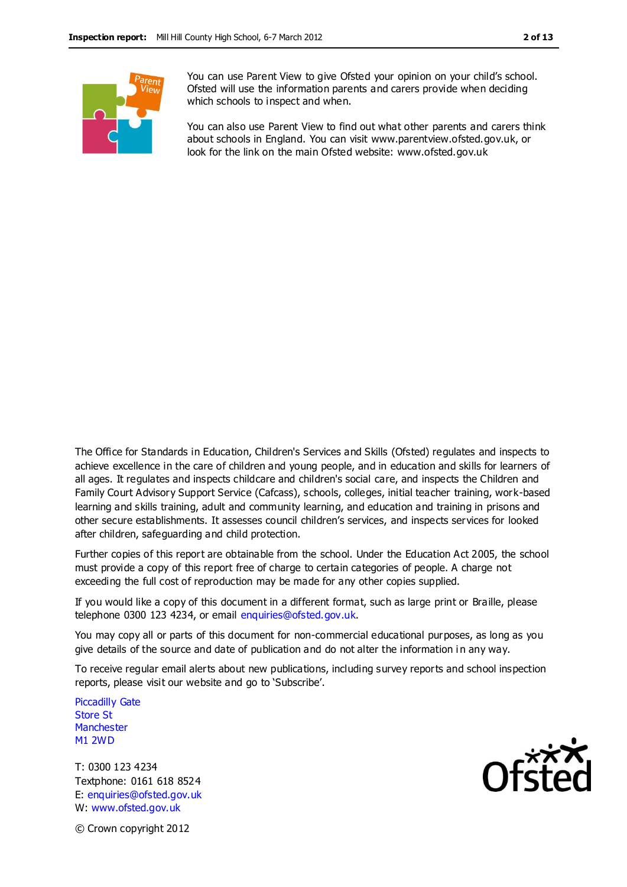You can use Parent View to give Ofsted your opinion on your child's school. Ofsted will use the information parents and carers provide when deciding which schools to inspect and when.

You can also use Parent View to find out what other parents and carers think about schools in England. You can visit www.parentview.ofsted.gov.uk, or look for the link on the main Ofsted website: www.ofsted.gov.uk

The Office for Standards in Education, Children's Services and Skills (Ofsted) regulates and inspects to achieve excellence in the care of children and young people, and in education and skills for learners of all ages. It regulates and inspects childcare and children's social care, and inspects the Children and Family Court Advisory Support Service (Cafcass), schools, colleges, initial teacher training, work-based learning and skills training, adult and community learning, and education and training in prisons and other secure establishments. It assesses council children's services, and inspects services for looked after children, safeguarding and child protection.

Further copies of this report are obtainable from the school. Under the Education Act 2005, the school must provide a copy of this report free of charge to certain categories of people. A charge not exceeding the full cost of reproduction may be made for any other copies supplied.

If you would like a copy of this document in a different format, such as large print or Braille, please telephone 0300 123 4234, or email enquiries@ofsted.gov.uk.

You may copy all or parts of this document for non-commercial educational purposes, as long as you give details of the source and date of publication and do not alter the information in any way.

To receive regular email alerts about new publications, including survey reports and school inspection reports, please visit our website and go to 'Subscribe'.

Piccadilly Gate  
Store St  
Manchester  
M1 2WD

T: 0300 123 4234  
Textphone: 0161 618 8524  
E: enquiries@ofsted.gov.uk  
W: www.ofsted.gov.uk

© Crown copyright 2012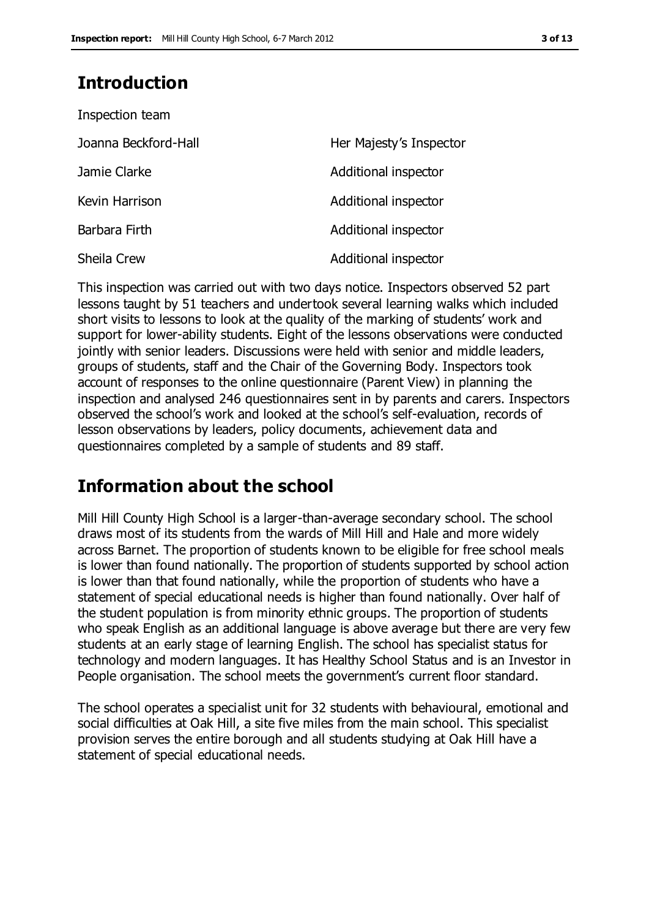## Introduction

Inspection team

| | |
|---|---|
| Joanna Beckford-Hall | Her Majesty's Inspector |
| Jamie Clarke | Additional inspector |
| Kevin Harrison | Additional inspector |
| Barbara Firth | Additional inspector |
| Sheila Crew | Additional inspector |

This inspection was carried out with two days notice. Inspectors observed 52 part lessons taught by 51 teachers and undertook several learning walks which included short visits to lessons to look at the quality of the marking of students' work and support for lower-ability students. Eight of the lessons observations were conducted jointly with senior leaders. Discussions were held with senior and middle leaders, groups of students, staff and the Chair of the Governing Body. Inspectors took account of responses to the online questionnaire (Parent View) in planning the inspection and analysed 246 questionnaires sent in by parents and carers. Inspectors observed the school's work and looked at the school's self-evaluation, records of lesson observations by leaders, policy documents, achievement data and questionnaires completed by a sample of students and 89 staff.

## Information about the school

Mill Hill County High School is a larger-than-average secondary school. The school draws most of its students from the wards of Mill Hill and Hale and more widely across Barnet. The proportion of students known to be eligible for free school meals is lower than found nationally. The proportion of students supported by school action is lower than that found nationally, while the proportion of students who have a statement of special educational needs is higher than found nationally. Over half of the student population is from minority ethnic groups. The proportion of students who speak English as an additional language is above average but there are very few students at an early stage of learning English. The school has specialist status for technology and modern languages. It has Healthy School Status and is an Investor in People organisation. The school meets the government's current floor standard.

The school operates a specialist unit for 32 students with behavioural, emotional and social difficulties at Oak Hill, a site five miles from the main school. This specialist provision serves the entire borough and all students studying at Oak Hill have a statement of special educational needs.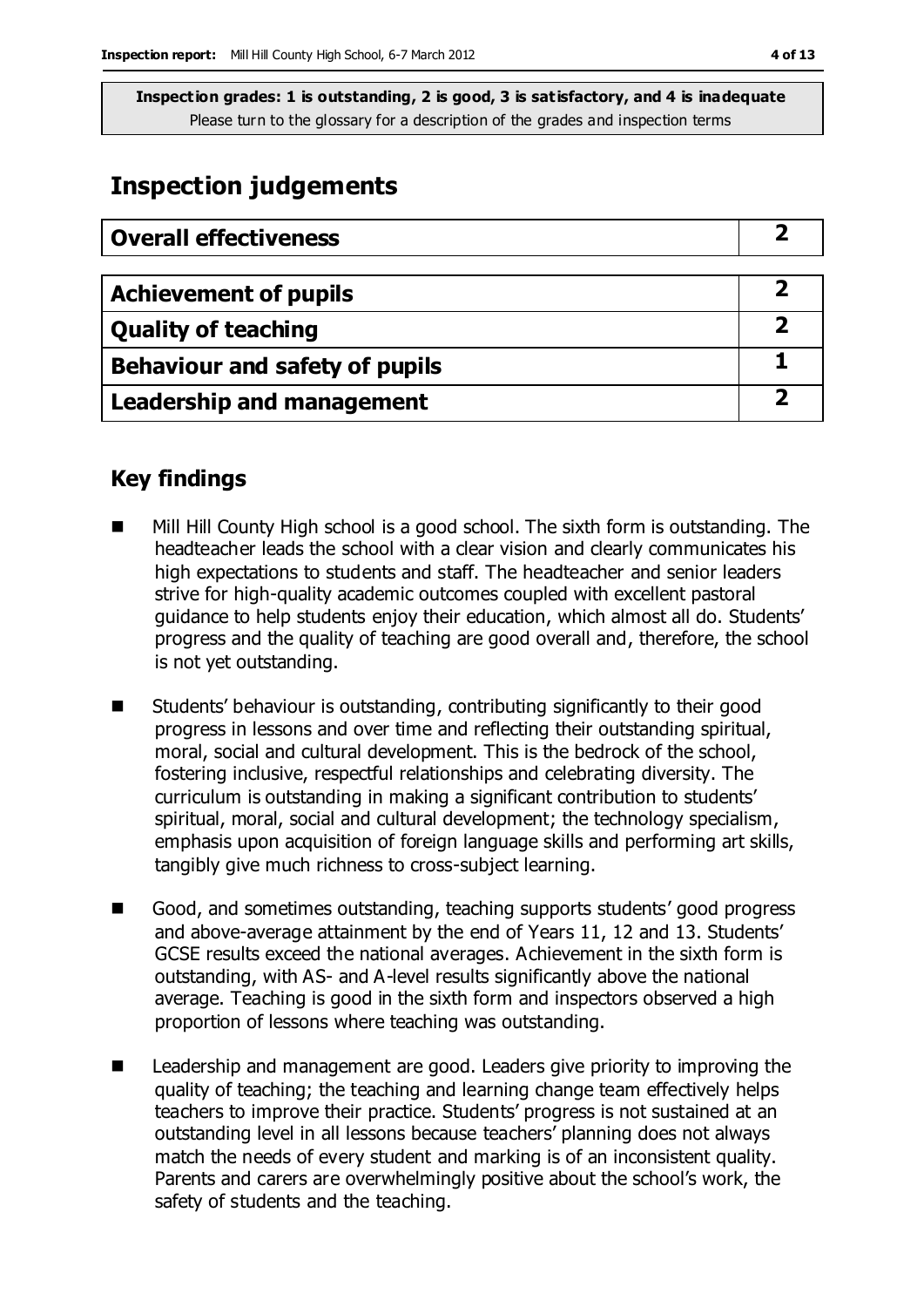**Inspection grades: 1 is outstanding, 2 is good, 3 is satisfactory, and 4 is inadequate**
Please turn to the glossary for a description of the grades and inspection terms

# Inspection judgements

| Overall effectiveness | 2 |
|---|---|

| Achievement of pupils | 2 |
|---|---|
| Quality of teaching | 2 |
| Behaviour and safety of pupils | 1 |
| Leadership and management | 2 |

## Key findings

- Mill Hill County High school is a good school. The sixth form is outstanding. The headteacher leads the school with a clear vision and clearly communicates his high expectations to students and staff. The headteacher and senior leaders strive for high-quality academic outcomes coupled with excellent pastoral guidance to help students enjoy their education, which almost all do. Students' progress and the quality of teaching are good overall and, therefore, the school is not yet outstanding.
- Students' behaviour is outstanding, contributing significantly to their good progress in lessons and over time and reflecting their outstanding spiritual, moral, social and cultural development. This is the bedrock of the school, fostering inclusive, respectful relationships and celebrating diversity. The curriculum is outstanding in making a significant contribution to students' spiritual, moral, social and cultural development; the technology specialism, emphasis upon acquisition of foreign language skills and performing art skills, tangibly give much richness to cross-subject learning.
- Good, and sometimes outstanding, teaching supports students' good progress and above-average attainment by the end of Years 11, 12 and 13. Students' GCSE results exceed the national averages. Achievement in the sixth form is outstanding, with AS- and A-level results significantly above the national average. Teaching is good in the sixth form and inspectors observed a high proportion of lessons where teaching was outstanding.
- Leadership and management are good. Leaders give priority to improving the quality of teaching; the teaching and learning change team effectively helps teachers to improve their practice. Students' progress is not sustained at an outstanding level in all lessons because teachers' planning does not always match the needs of every student and marking is of an inconsistent quality. Parents and carers are overwhelmingly positive about the school's work, the safety of students and the teaching.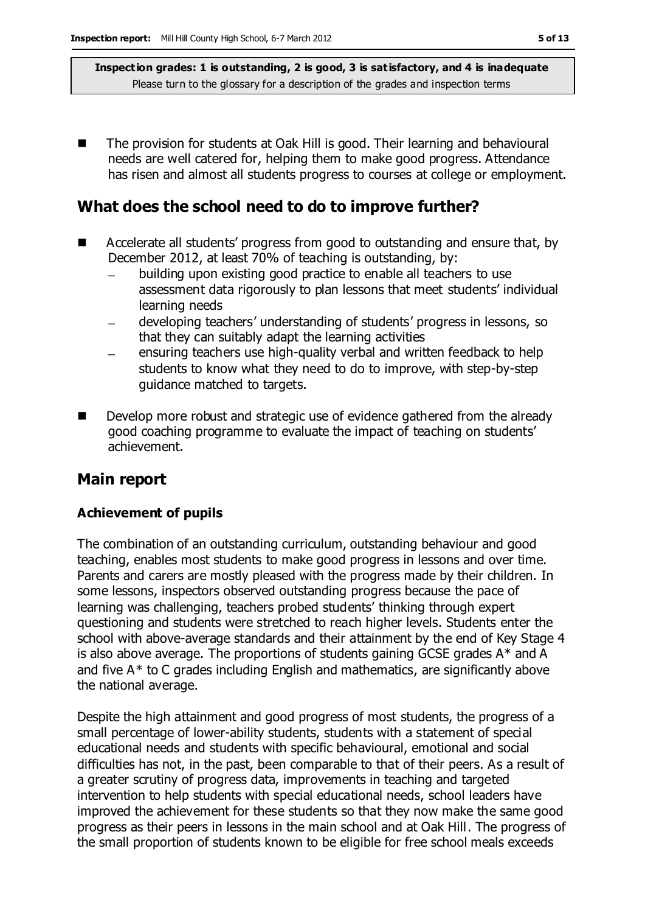- The provision for students at Oak Hill is good. Their learning and behavioural needs are well catered for, helping them to make good progress. Attendance has risen and almost all students progress to courses at college or employment.

## What does the school need to do to improve further?

- Accelerate all students' progress from good to outstanding and ensure that, by December 2012, at least 70% of teaching is outstanding, by:
  - building upon existing good practice to enable all teachers to use assessment data rigorously to plan lessons that meet students' individual learning needs
  - developing teachers' understanding of students' progress in lessons, so that they can suitably adapt the learning activities
  - ensuring teachers use high-quality verbal and written feedback to help students to know what they need to do to improve, with step-by-step guidance matched to targets.
- Develop more robust and strategic use of evidence gathered from the already good coaching programme to evaluate the impact of teaching on students' achievement.

## Main report

### Achievement of pupils

The combination of an outstanding curriculum, outstanding behaviour and good teaching, enables most students to make good progress in lessons and over time. Parents and carers are mostly pleased with the progress made by their children. In some lessons, inspectors observed outstanding progress because the pace of learning was challenging, teachers probed students' thinking through expert questioning and students were stretched to reach higher levels. Students enter the school with above-average standards and their attainment by the end of Key Stage 4 is also above average. The proportions of students gaining GCSE grades A* and A and five A* to C grades including English and mathematics, are significantly above the national average.

Despite the high attainment and good progress of most students, the progress of a small percentage of lower-ability students, students with a statement of special educational needs and students with specific behavioural, emotional and social difficulties has not, in the past, been comparable to that of their peers. As a result of a greater scrutiny of progress data, improvements in teaching and targeted intervention to help students with special educational needs, school leaders have improved the achievement for these students so that they now make the same good progress as their peers in lessons in the main school and at Oak Hill. The progress of the small proportion of students known to be eligible for free school meals exceeds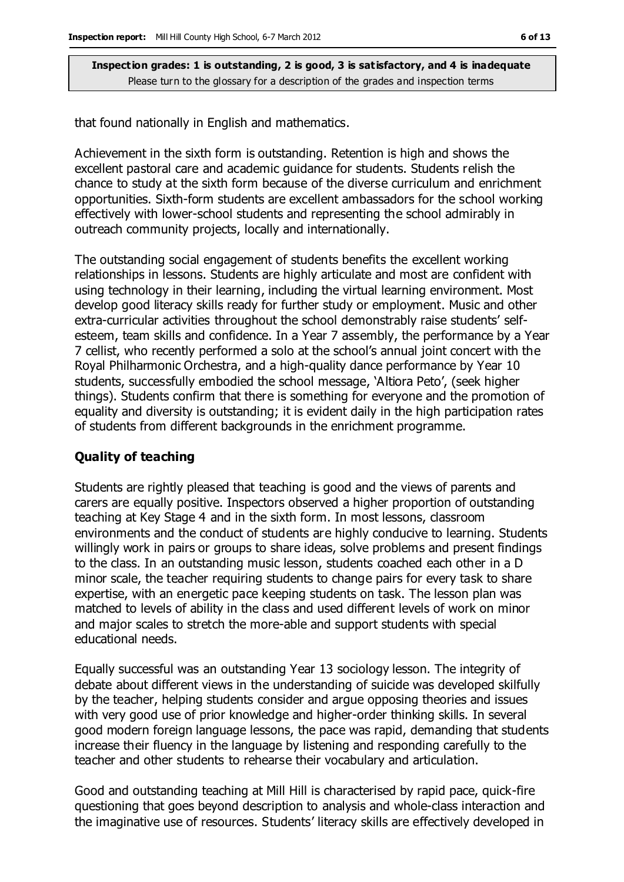that found nationally in English and mathematics.

Achievement in the sixth form is outstanding. Retention is high and shows the excellent pastoral care and academic guidance for students. Students relish the chance to study at the sixth form because of the diverse curriculum and enrichment opportunities. Sixth-form students are excellent ambassadors for the school working effectively with lower-school students and representing the school admirably in outreach community projects, locally and internationally.

The outstanding social engagement of students benefits the excellent working relationships in lessons. Students are highly articulate and most are confident with using technology in their learning, including the virtual learning environment. Most develop good literacy skills ready for further study or employment. Music and other extra-curricular activities throughout the school demonstrably raise students' self-esteem, team skills and confidence. In a Year 7 assembly, the performance by a Year 7 cellist, who recently performed a solo at the school's annual joint concert with the Royal Philharmonic Orchestra, and a high-quality dance performance by Year 10 students, successfully embodied the school message, 'Altiora Peto', (seek higher things). Students confirm that there is something for everyone and the promotion of equality and diversity is outstanding; it is evident daily in the high participation rates of students from different backgrounds in the enrichment programme.

### Quality of teaching

Students are rightly pleased that teaching is good and the views of parents and carers are equally positive. Inspectors observed a higher proportion of outstanding teaching at Key Stage 4 and in the sixth form. In most lessons, classroom environments and the conduct of students are highly conducive to learning. Students willingly work in pairs or groups to share ideas, solve problems and present findings to the class. In an outstanding music lesson, students coached each other in a D minor scale, the teacher requiring students to change pairs for every task to share expertise, with an energetic pace keeping students on task. The lesson plan was matched to levels of ability in the class and used different levels of work on minor and major scales to stretch the more-able and support students with special educational needs.

Equally successful was an outstanding Year 13 sociology lesson. The integrity of debate about different views in the understanding of suicide was developed skilfully by the teacher, helping students consider and argue opposing theories and issues with very good use of prior knowledge and higher-order thinking skills. In several good modern foreign language lessons, the pace was rapid, demanding that students increase their fluency in the language by listening and responding carefully to the teacher and other students to rehearse their vocabulary and articulation.

Good and outstanding teaching at Mill Hill is characterised by rapid pace, quick-fire questioning that goes beyond description to analysis and whole-class interaction and the imaginative use of resources. Students' literacy skills are effectively developed in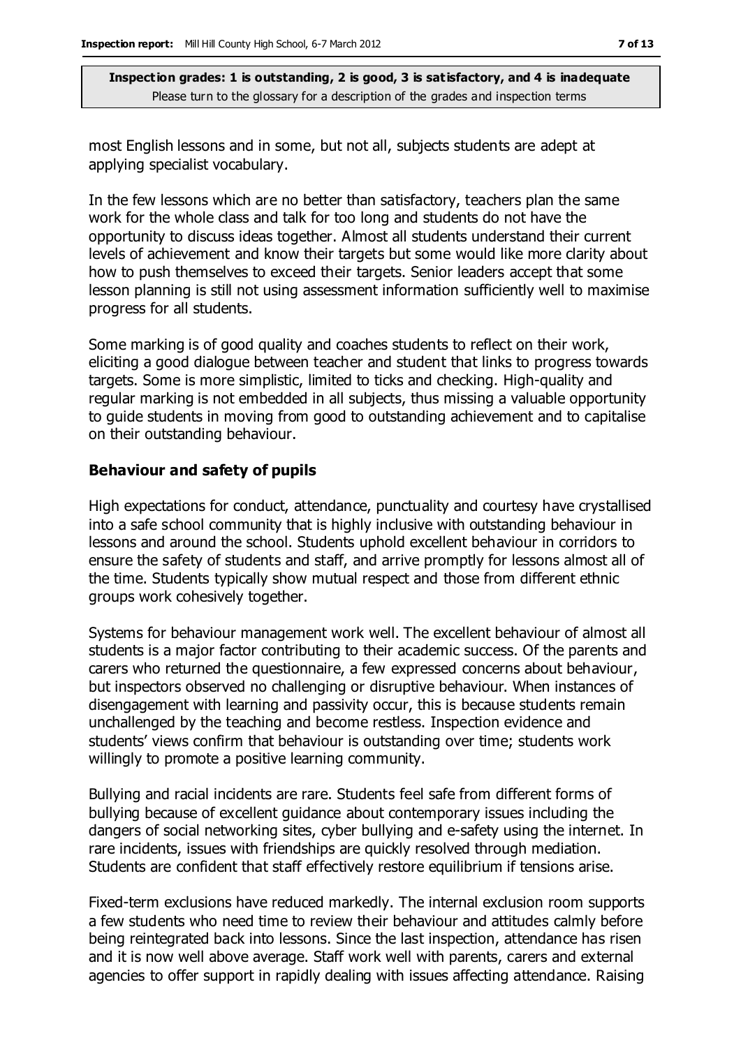most English lessons and in some, but not all, subjects students are adept at applying specialist vocabulary.

In the few lessons which are no better than satisfactory, teachers plan the same work for the whole class and talk for too long and students do not have the opportunity to discuss ideas together. Almost all students understand their current levels of achievement and know their targets but some would like more clarity about how to push themselves to exceed their targets. Senior leaders accept that some lesson planning is still not using assessment information sufficiently well to maximise progress for all students.

Some marking is of good quality and coaches students to reflect on their work, eliciting a good dialogue between teacher and student that links to progress towards targets. Some is more simplistic, limited to ticks and checking. High-quality and regular marking is not embedded in all subjects, thus missing a valuable opportunity to guide students in moving from good to outstanding achievement and to capitalise on their outstanding behaviour.

### Behaviour and safety of pupils

High expectations for conduct, attendance, punctuality and courtesy have crystallised into a safe school community that is highly inclusive with outstanding behaviour in lessons and around the school. Students uphold excellent behaviour in corridors to ensure the safety of students and staff, and arrive promptly for lessons almost all of the time. Students typically show mutual respect and those from different ethnic groups work cohesively together.

Systems for behaviour management work well. The excellent behaviour of almost all students is a major factor contributing to their academic success. Of the parents and carers who returned the questionnaire, a few expressed concerns about behaviour, but inspectors observed no challenging or disruptive behaviour. When instances of disengagement with learning and passivity occur, this is because students remain unchallenged by the teaching and become restless. Inspection evidence and students' views confirm that behaviour is outstanding over time; students work willingly to promote a positive learning community.

Bullying and racial incidents are rare. Students feel safe from different forms of bullying because of excellent guidance about contemporary issues including the dangers of social networking sites, cyber bullying and e-safety using the internet. In rare incidents, issues with friendships are quickly resolved through mediation. Students are confident that staff effectively restore equilibrium if tensions arise.

Fixed-term exclusions have reduced markedly. The internal exclusion room supports a few students who need time to review their behaviour and attitudes calmly before being reintegrated back into lessons. Since the last inspection, attendance has risen and it is now well above average. Staff work well with parents, carers and external agencies to offer support in rapidly dealing with issues affecting attendance. Raising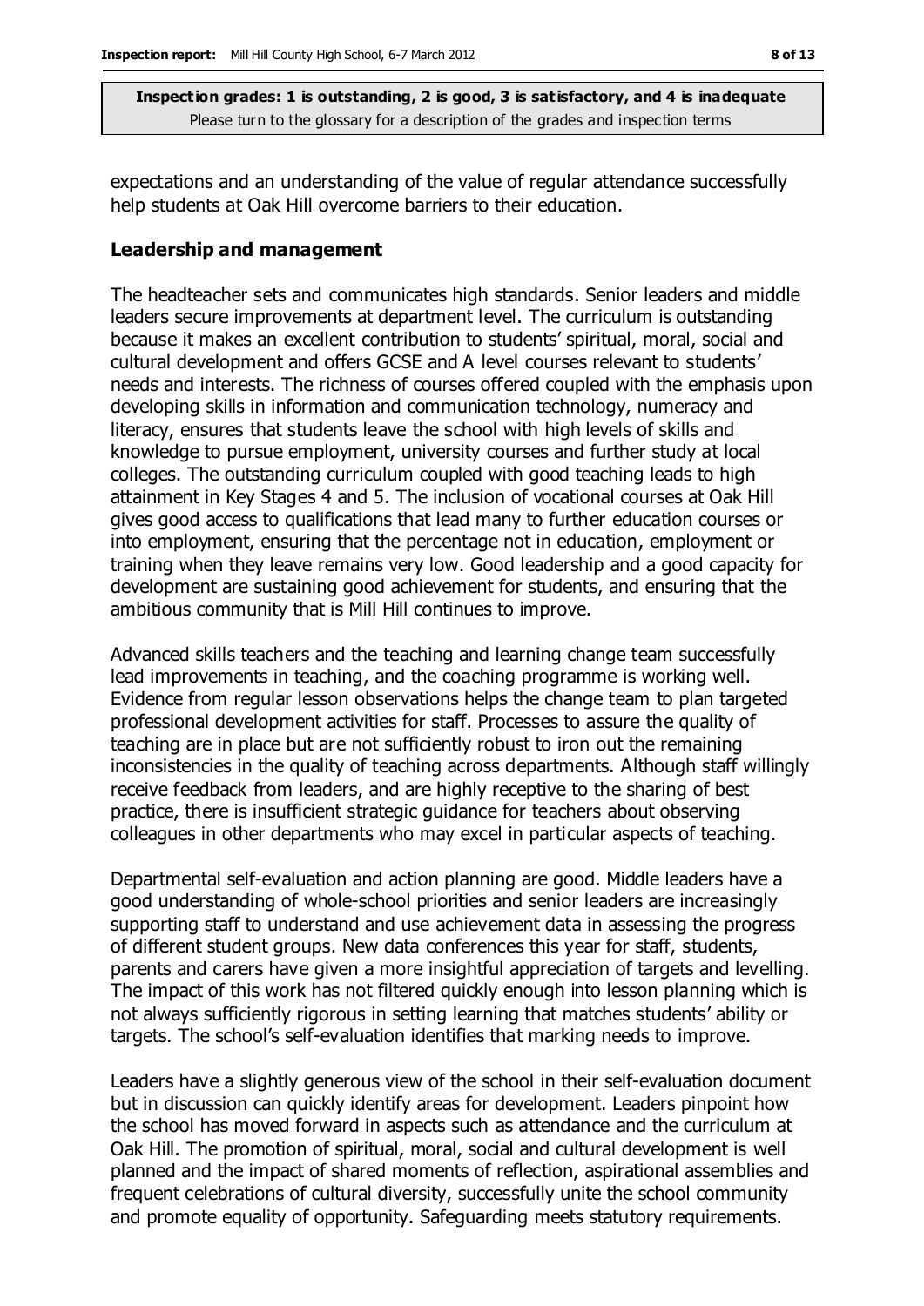expectations and an understanding of the value of regular attendance successfully help students at Oak Hill overcome barriers to their education.

### Leadership and management

The headteacher sets and communicates high standards. Senior leaders and middle leaders secure improvements at department level. The curriculum is outstanding because it makes an excellent contribution to students' spiritual, moral, social and cultural development and offers GCSE and A level courses relevant to students' needs and interests. The richness of courses offered coupled with the emphasis upon developing skills in information and communication technology, numeracy and literacy, ensures that students leave the school with high levels of skills and knowledge to pursue employment, university courses and further study at local colleges. The outstanding curriculum coupled with good teaching leads to high attainment in Key Stages 4 and 5. The inclusion of vocational courses at Oak Hill gives good access to qualifications that lead many to further education courses or into employment, ensuring that the percentage not in education, employment or training when they leave remains very low. Good leadership and a good capacity for development are sustaining good achievement for students, and ensuring that the ambitious community that is Mill Hill continues to improve.

Advanced skills teachers and the teaching and learning change team successfully lead improvements in teaching, and the coaching programme is working well. Evidence from regular lesson observations helps the change team to plan targeted professional development activities for staff. Processes to assure the quality of teaching are in place but are not sufficiently robust to iron out the remaining inconsistencies in the quality of teaching across departments. Although staff willingly receive feedback from leaders, and are highly receptive to the sharing of best practice, there is insufficient strategic guidance for teachers about observing colleagues in other departments who may excel in particular aspects of teaching.

Departmental self-evaluation and action planning are good. Middle leaders have a good understanding of whole-school priorities and senior leaders are increasingly supporting staff to understand and use achievement data in assessing the progress of different student groups. New data conferences this year for staff, students, parents and carers have given a more insightful appreciation of targets and levelling. The impact of this work has not filtered quickly enough into lesson planning which is not always sufficiently rigorous in setting learning that matches students' ability or targets. The school's self-evaluation identifies that marking needs to improve.

Leaders have a slightly generous view of the school in their self-evaluation document but in discussion can quickly identify areas for development. Leaders pinpoint how the school has moved forward in aspects such as attendance and the curriculum at Oak Hill. The promotion of spiritual, moral, social and cultural development is well planned and the impact of shared moments of reflection, aspirational assemblies and frequent celebrations of cultural diversity, successfully unite the school community and promote equality of opportunity. Safeguarding meets statutory requirements.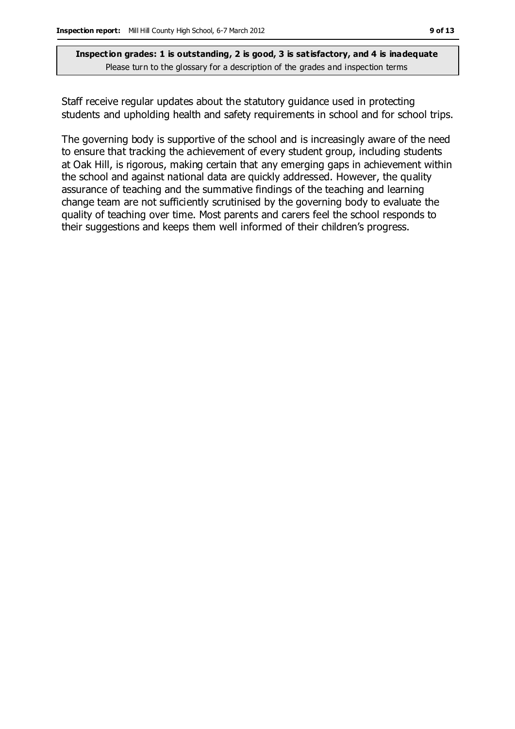**Inspection grades: 1 is outstanding, 2 is good, 3 is satisfactory, and 4 is inadequate**
Please turn to the glossary for a description of the grades and inspection terms

Staff receive regular updates about the statutory guidance used in protecting students and upholding health and safety requirements in school and for school trips.

The governing body is supportive of the school and is increasingly aware of the need to ensure that tracking the achievement of every student group, including students at Oak Hill, is rigorous, making certain that any emerging gaps in achievement within the school and against national data are quickly addressed. However, the quality assurance of teaching and the summative findings of the teaching and learning change team are not sufficiently scrutinised by the governing body to evaluate the quality of teaching over time. Most parents and carers feel the school responds to their suggestions and keeps them well informed of their children's progress.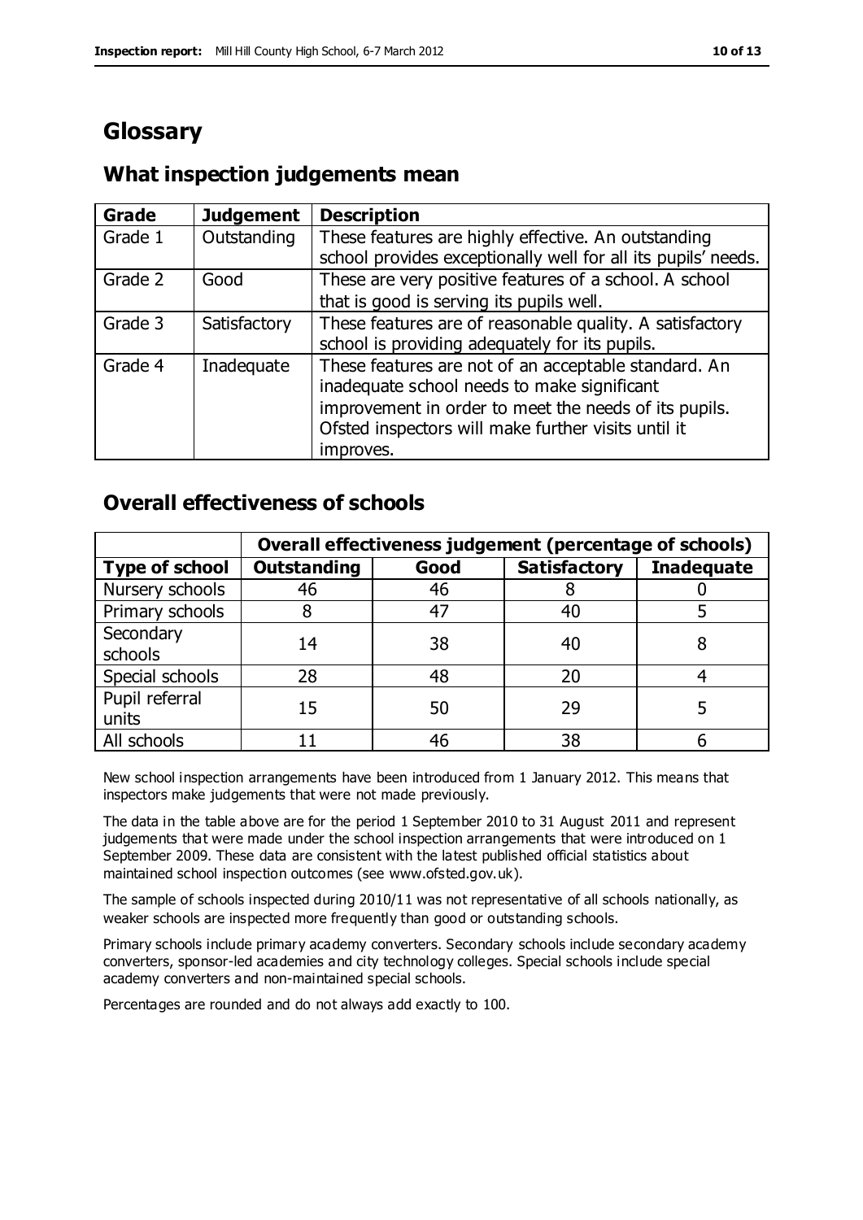# Glossary

## What inspection judgements mean

| Grade | Judgement | Description |
|---|---|---|
| Grade 1 | Outstanding | These features are highly effective. An outstanding school provides exceptionally well for all its pupils' needs. |
| Grade 2 | Good | These are very positive features of a school. A school that is good is serving its pupils well. |
| Grade 3 | Satisfactory | These features are of reasonable quality. A satisfactory school is providing adequately for its pupils. |
| Grade 4 | Inadequate | These features are not of an acceptable standard. An inadequate school needs to make significant improvement in order to meet the needs of its pupils. Ofsted inspectors will make further visits until it improves. |

## Overall effectiveness of schools

| | Overall effectiveness judgement (percentage of schools) | | | |
|---|---|---|---|---|
| **Type of school** | **Outstanding** | **Good** | **Satisfactory** | **Inadequate** |
| Nursery schools | 46 | 46 | 8 | 0 |
| Primary schools | 8 | 47 | 40 | 5 |
| Secondary schools | 14 | 38 | 40 | 8 |
| Special schools | 28 | 48 | 20 | 4 |
| Pupil referral units | 15 | 50 | 29 | 5 |
| All schools | 11 | 46 | 38 | 6 |

New school inspection arrangements have been introduced from 1 January 2012. This means that inspectors make judgements that were not made previously.

The data in the table above are for the period 1 September 2010 to 31 August 2011 and represent judgements that were made under the school inspection arrangements that were introduced on 1 September 2009. These data are consistent with the latest published official statistics about maintained school inspection outcomes (see www.ofsted.gov.uk).

The sample of schools inspected during 2010/11 was not representative of all schools nationally, as weaker schools are inspected more frequently than good or outstanding schools.

Primary schools include primary academy converters. Secondary schools include secondary academy converters, sponsor-led academies and city technology colleges. Special schools include special academy converters and non-maintained special schools.

Percentages are rounded and do not always add exactly to 100.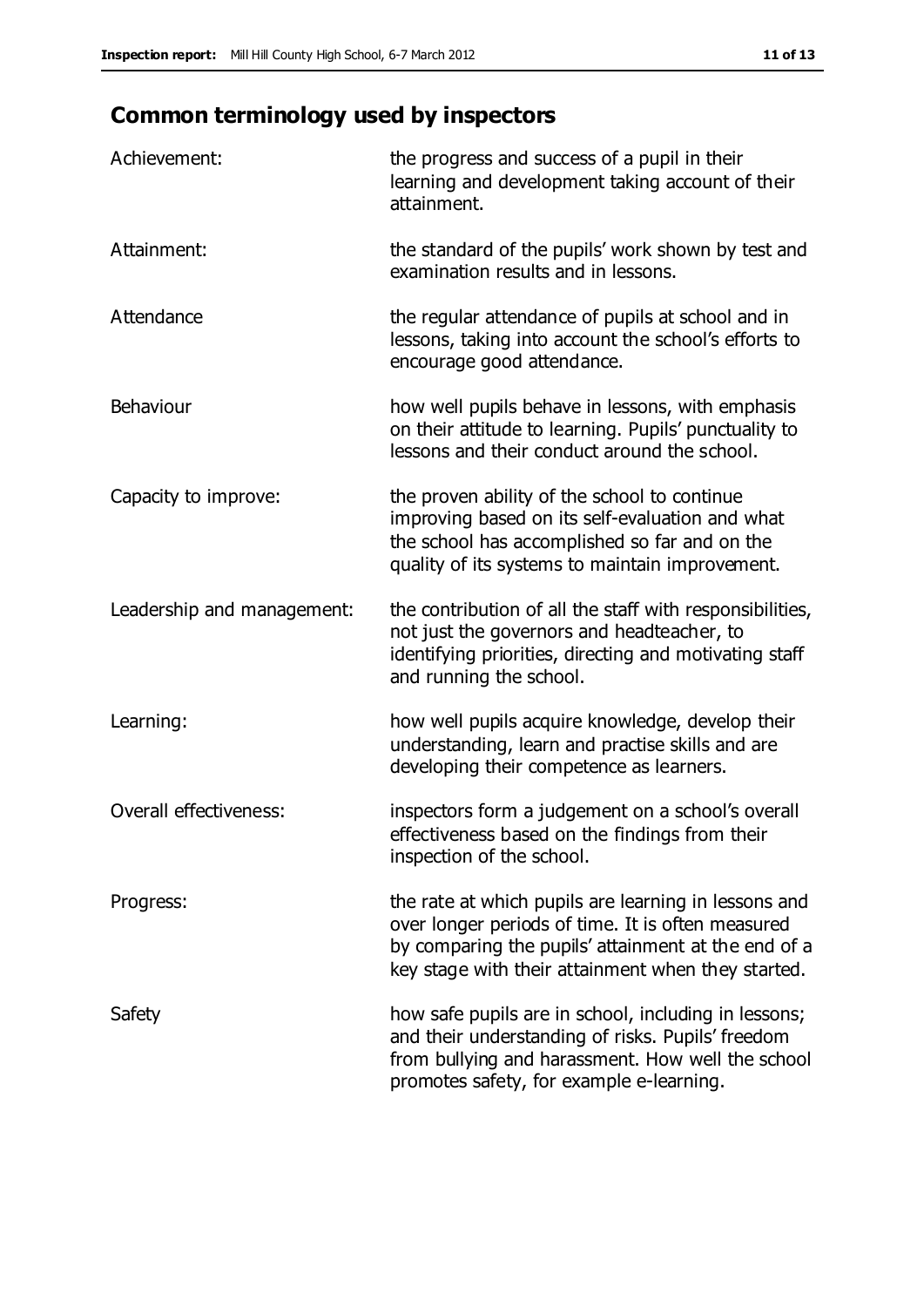## Common terminology used by inspectors

| | |
|---|---|
| Achievement: | the progress and success of a pupil in their learning and development taking account of their attainment. |
| Attainment: | the standard of the pupils' work shown by test and examination results and in lessons. |
| Attendance | the regular attendance of pupils at school and in lessons, taking into account the school's efforts to encourage good attendance. |
| Behaviour | how well pupils behave in lessons, with emphasis on their attitude to learning. Pupils' punctuality to lessons and their conduct around the school. |
| Capacity to improve: | the proven ability of the school to continue improving based on its self-evaluation and what the school has accomplished so far and on the quality of its systems to maintain improvement. |
| Leadership and management: | the contribution of all the staff with responsibilities, not just the governors and headteacher, to identifying priorities, directing and motivating staff and running the school. |
| Learning: | how well pupils acquire knowledge, develop their understanding, learn and practise skills and are developing their competence as learners. |
| Overall effectiveness: | inspectors form a judgement on a school's overall effectiveness based on the findings from their inspection of the school. |
| Progress: | the rate at which pupils are learning in lessons and over longer periods of time. It is often measured by comparing the pupils' attainment at the end of a key stage with their attainment when they started. |
| Safety | how safe pupils are in school, including in lessons; and their understanding of risks. Pupils' freedom from bullying and harassment. How well the school promotes safety, for example e-learning. |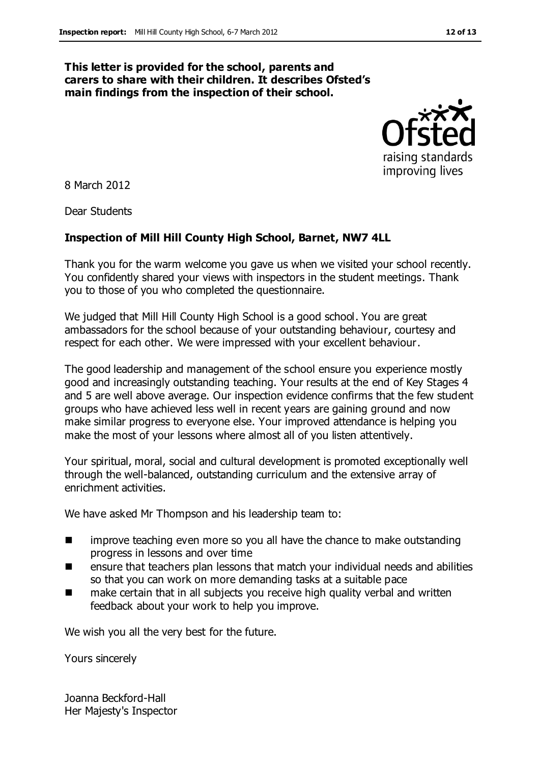**This letter is provided for the school, parents and carers to share with their children. It describes Ofsted's main findings from the inspection of their school.**

8 March 2012

Dear Students

**Inspection of Mill Hill County High School, Barnet, NW7 4LL**

Thank you for the warm welcome you gave us when we visited your school recently. You confidently shared your views with inspectors in the student meetings. Thank you to those of you who completed the questionnaire.

We judged that Mill Hill County High School is a good school. You are great ambassadors for the school because of your outstanding behaviour, courtesy and respect for each other. We were impressed with your excellent behaviour.

The good leadership and management of the school ensure you experience mostly good and increasingly outstanding teaching. Your results at the end of Key Stages 4 and 5 are well above average. Our inspection evidence confirms that the few student groups who have achieved less well in recent years are gaining ground and now make similar progress to everyone else. Your improved attendance is helping you make the most of your lessons where almost all of you listen attentively.

Your spiritual, moral, social and cultural development is promoted exceptionally well through the well-balanced, outstanding curriculum and the extensive array of enrichment activities.

We have asked Mr Thompson and his leadership team to:

- improve teaching even more so you all have the chance to make outstanding progress in lessons and over time
- ensure that teachers plan lessons that match your individual needs and abilities so that you can work on more demanding tasks at a suitable pace
- make certain that in all subjects you receive high quality verbal and written feedback about your work to help you improve.

We wish you all the very best for the future.

Yours sincerely

Joanna Beckford-Hall
Her Majesty's Inspector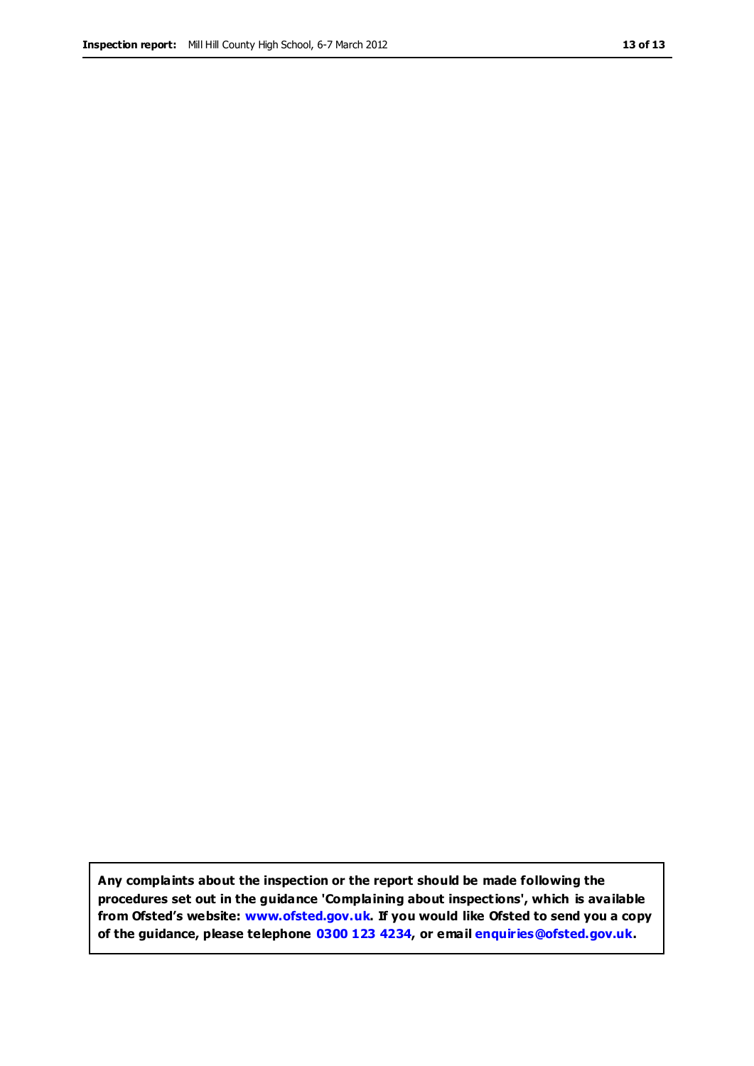**Any complaints about the inspection or the report should be made following the procedures set out in the guidance 'Complaining about inspections', which is available from Ofsted's website: www.ofsted.gov.uk. If you would like Ofsted to send you a copy of the guidance, please telephone 0300 123 4234, or email enquiries@ofsted.gov.uk.**